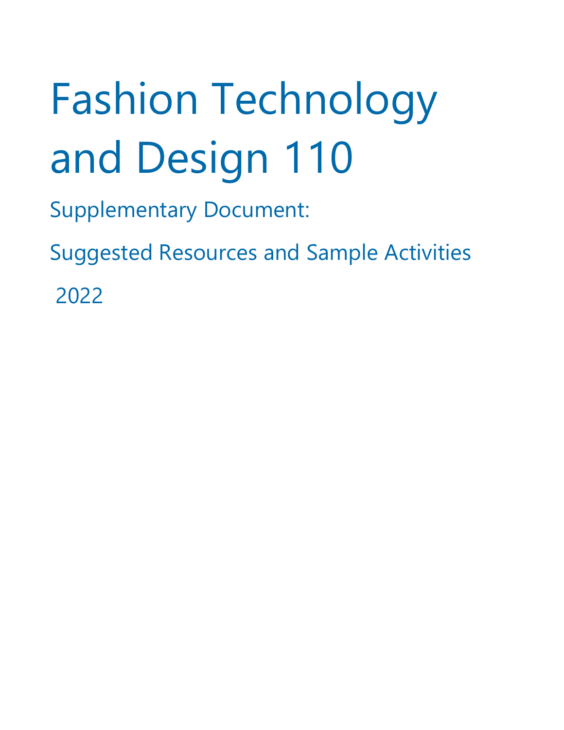# Fashion Technology and Design 110

Supplementary Document:

Suggested Resources and Sample Activities

2022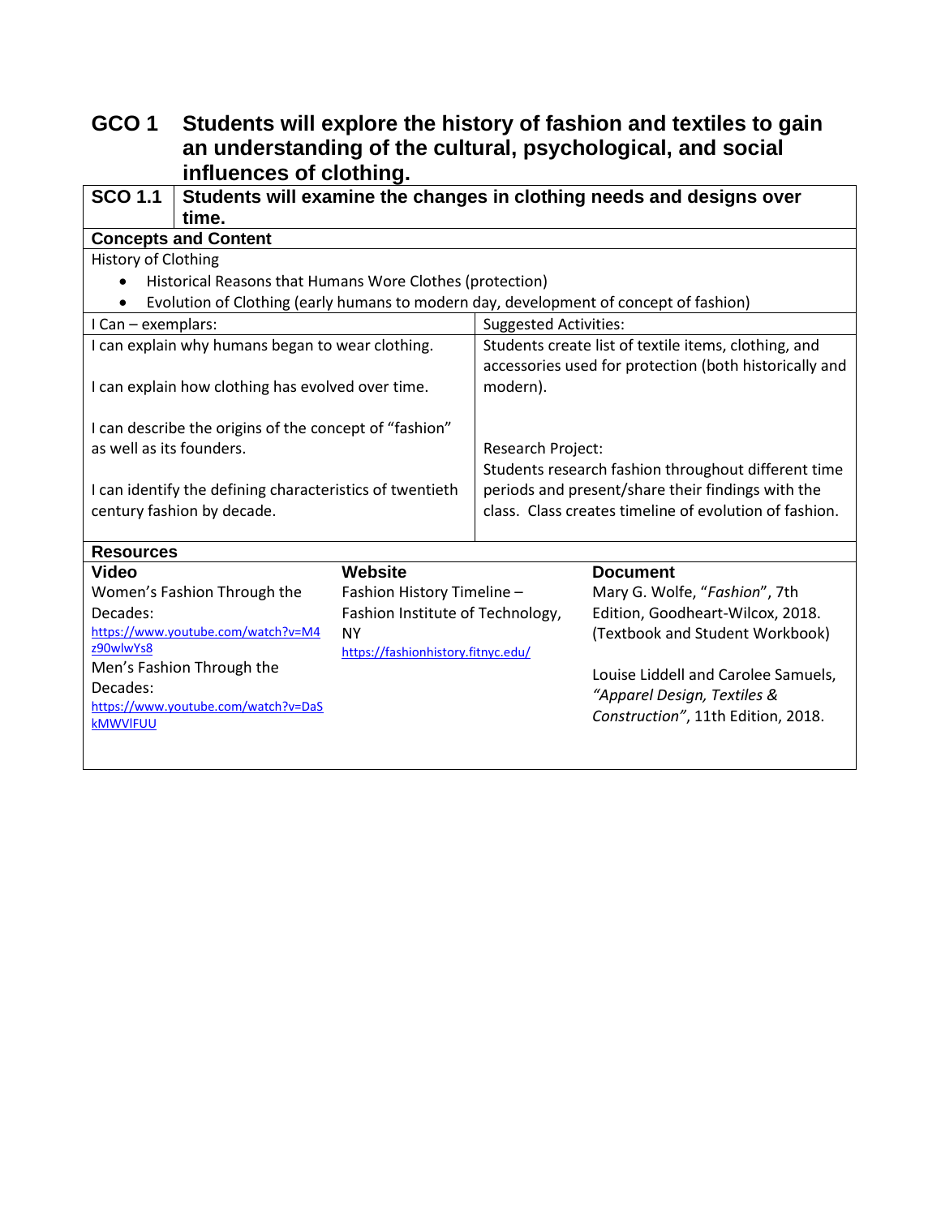## GCO 1 Students will explore the history of fashion and textiles to gain an understanding of the cultural, psychological, and social influences of clothing.

| **SCO 1.1** | **Students will examine the changes in clothing needs and designs over time.** |
|---|---|

**Concepts and Content**

History of Clothing

- Historical Reasons that Humans Wore Clothes (protection)
- Evolution of Clothing (early humans to modern day, development of concept of fashion)

| I Can – exemplars: | Suggested Activities: |
|---|---|
| I can explain why humans began to wear clothing.<br><br>I can explain how clothing has evolved over time.<br><br>I can describe the origins of the concept of "fashion" as well as its founders.<br><br>I can identify the defining characteristics of twentieth century fashion by decade. | Students create list of textile items, clothing, and accessories used for protection (both historically and modern).<br><br>Research Project:<br>Students research fashion throughout different time periods and present/share their findings with the class. Class creates timeline of evolution of fashion. |

**Resources**

| **Video** | **Website** | **Document** |
|---|---|---|
| Women's Fashion Through the Decades:<br>https://www.youtube.com/watch?v=M4z90wlwYs8<br>Men's Fashion Through the Decades:<br>https://www.youtube.com/watch?v=DaSkMWVlFUU | Fashion History Timeline – Fashion Institute of Technology, NY<br>https://fashionhistory.fitnyc.edu/ | Mary G. Wolfe, "*Fashion*", 7th Edition, Goodheart-Wilcox, 2018. (Textbook and Student Workbook)<br><br>Louise Liddell and Carolee Samuels, *"Apparel Design, Textiles & Construction"*, 11th Edition, 2018. |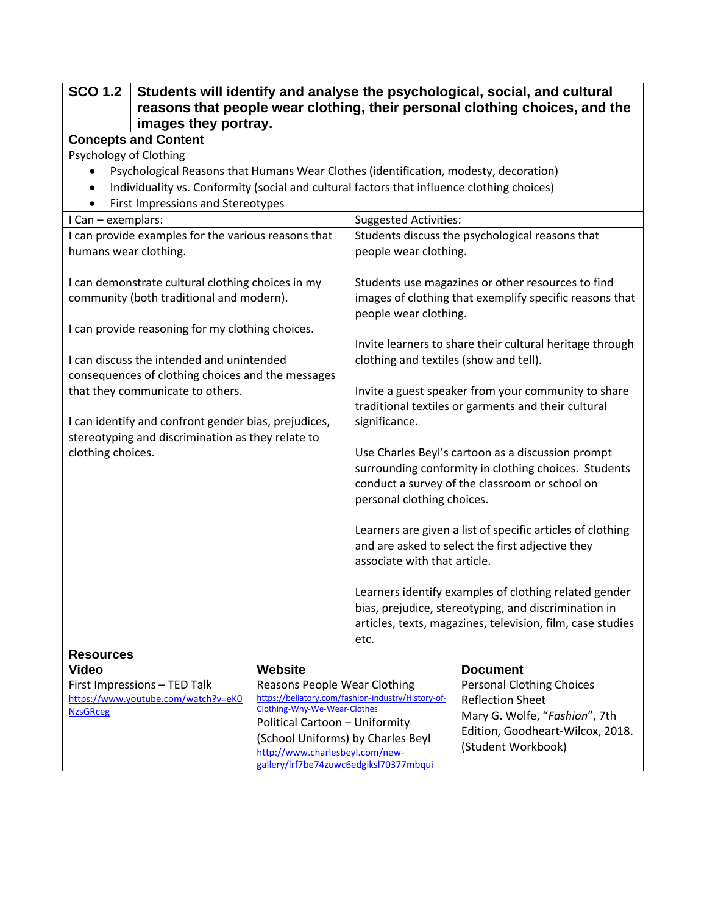| SCO 1.2 | Students will identify and analyse the psychological, social, and cultural reasons that people wear clothing, their personal clothing choices, and the images they portray. |
|---|---|

**Concepts and Content**

Psychology of Clothing

- Psychological Reasons that Humans Wear Clothes (identification, modesty, decoration)
- Individuality vs. Conformity (social and cultural factors that influence clothing choices)
- First Impressions and Stereotypes

| I Can – exemplars: | Suggested Activities: |
|---|---|
| I can provide examples for the various reasons that humans wear clothing.<br><br>I can demonstrate cultural clothing choices in my community (both traditional and modern).<br><br>I can provide reasoning for my clothing choices.<br><br>I can discuss the intended and unintended consequences of clothing choices and the messages that they communicate to others.<br><br>I can identify and confront gender bias, prejudices, stereotyping and discrimination as they relate to clothing choices. | Students discuss the psychological reasons that people wear clothing.<br><br>Students use magazines or other resources to find images of clothing that exemplify specific reasons that people wear clothing.<br><br>Invite learners to share their cultural heritage through clothing and textiles (show and tell).<br><br>Invite a guest speaker from your community to share traditional textiles or garments and their cultural significance.<br><br>Use Charles Beyl's cartoon as a discussion prompt surrounding conformity in clothing choices. Students conduct a survey of the classroom or school on personal clothing choices.<br><br>Learners are given a list of specific articles of clothing and are asked to select the first adjective they associate with that article.<br><br>Learners identify examples of clothing related gender bias, prejudice, stereotyping, and discrimination in articles, texts, magazines, television, film, case studies etc. |

**Resources**

| Video | Website | Document |
|---|---|---|
| First Impressions – TED Talk<br>https://www.youtube.com/watch?v=eK0NzsGRceg | Reasons People Wear Clothing<br>https://bellatory.com/fashion-industry/History-of-Clothing-Why-We-Wear-Clothes<br>Political Cartoon – Uniformity (School Uniforms) by Charles Beyl<br>http://www.charlesbeyl.com/new-gallery/lrf7be74zuwc6edgiksl70377mbqui | Personal Clothing Choices Reflection Sheet<br>Mary G. Wolfe, "*Fashion*", 7th Edition, Goodheart-Wilcox, 2018. (Student Workbook) |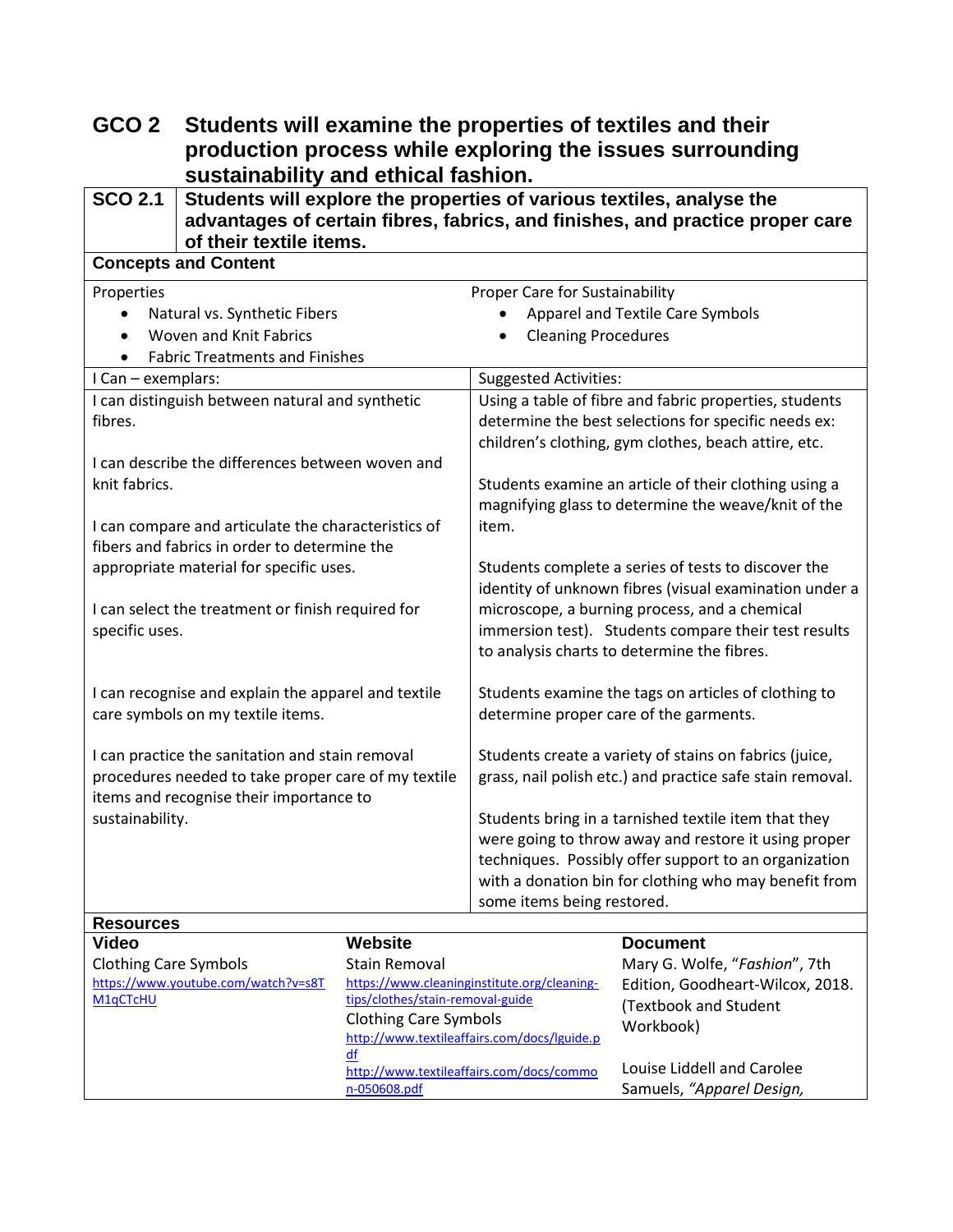## GCO 2 Students will examine the properties of textiles and their production process while exploring the issues surrounding sustainability and ethical fashion.

| SCO 2.1 | Students will explore the properties of various textiles, analyse the advantages of certain fibres, fabrics, and finishes, and practice proper care of their textile items. |
|---|---|

**Concepts and Content**

| Properties | Proper Care for Sustainability |
|---|---|
| • Natural vs. Synthetic Fibers<br>• Woven and Knit Fabrics<br>• Fabric Treatments and Finishes | • Apparel and Textile Care Symbols<br>• Cleaning Procedures |

| I Can – exemplars: | Suggested Activities: |
|---|---|
| I can distinguish between natural and synthetic fibres.<br><br>I can describe the differences between woven and knit fabrics.<br><br>I can compare and articulate the characteristics of fibers and fabrics in order to determine the appropriate material for specific uses.<br><br>I can select the treatment or finish required for specific uses.<br><br>I can recognise and explain the apparel and textile care symbols on my textile items.<br><br>I can practice the sanitation and stain removal procedures needed to take proper care of my textile items and recognise their importance to sustainability. | Using a table of fibre and fabric properties, students determine the best selections for specific needs ex: children's clothing, gym clothes, beach attire, etc.<br><br>Students examine an article of their clothing using a magnifying glass to determine the weave/knit of the item.<br><br>Students complete a series of tests to discover the identity of unknown fibres (visual examination under a microscope, a burning process, and a chemical immersion test). Students compare their test results to analysis charts to determine the fibres.<br><br>Students examine the tags on articles of clothing to determine proper care of the garments.<br><br>Students create a variety of stains on fabrics (juice, grass, nail polish etc.) and practice safe stain removal.<br><br>Students bring in a tarnished textile item that they were going to throw away and restore it using proper techniques. Possibly offer support to an organization with a donation bin for clothing who may benefit from some items being restored. |

**Resources**

| Video | Website | Document |
|---|---|---|
| Clothing Care Symbols<br>https://www.youtube.com/watch?v=s8TM1qCTcHU | Stain Removal<br>https://www.cleaninginstitute.org/cleaning-tips/clothes/stain-removal-guide<br>Clothing Care Symbols<br>http://www.textileaffairs.com/docs/lguide.pdf<br>http://www.textileaffairs.com/docs/common-050608.pdf | Mary G. Wolfe, "*Fashion*", 7th Edition, Goodheart-Wilcox, 2018. (Textbook and Student Workbook)<br><br>Louise Liddell and Carolee Samuels, *"Apparel Design,* |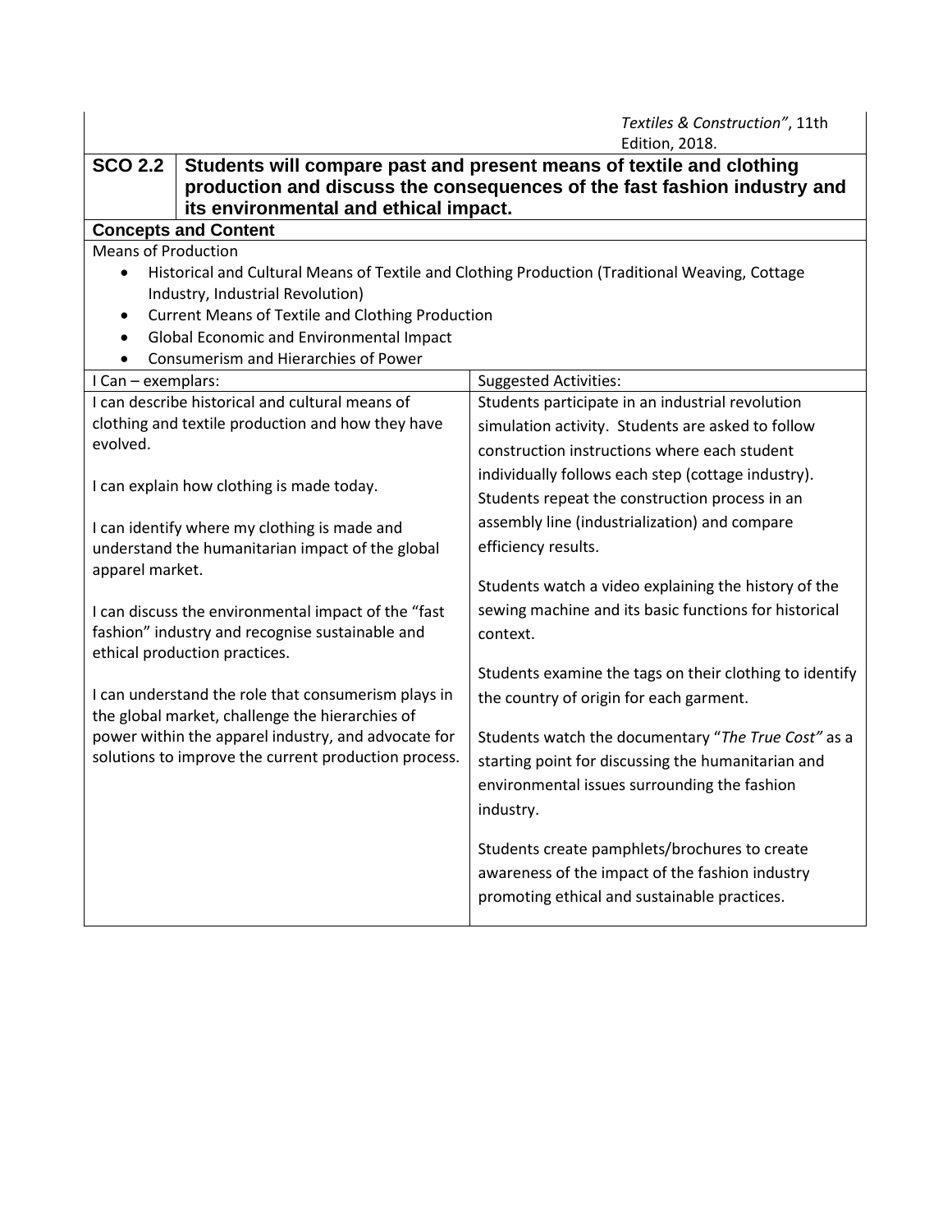| | | *Textiles & Construction"*, 11th Edition, 2018. |
|---|---|---|

| **SCO 2.2** | **Students will compare past and present means of textile and clothing production and discuss the consequences of the fast fashion industry and its environmental and ethical impact.** |
|---|---|

**Concepts and Content**

Means of Production

- Historical and Cultural Means of Textile and Clothing Production (Traditional Weaving, Cottage Industry, Industrial Revolution)
- Current Means of Textile and Clothing Production
- Global Economic and Environmental Impact
- Consumerism and Hierarchies of Power

| I Can – exemplars: | Suggested Activities: |
|---|---|
| I can describe historical and cultural means of clothing and textile production and how they have evolved.<br><br>I can explain how clothing is made today.<br><br>I can identify where my clothing is made and understand the humanitarian impact of the global apparel market.<br><br>I can discuss the environmental impact of the "fast fashion" industry and recognise sustainable and ethical production practices.<br><br>I can understand the role that consumerism plays in the global market, challenge the hierarchies of power within the apparel industry, and advocate for solutions to improve the current production process. | Students participate in an industrial revolution simulation activity. Students are asked to follow construction instructions where each student individually follows each step (cottage industry). Students repeat the construction process in an assembly line (industrialization) and compare efficiency results.<br><br>Students watch a video explaining the history of the sewing machine and its basic functions for historical context.<br><br>Students examine the tags on their clothing to identify the country of origin for each garment.<br><br>Students watch the documentary "*The True Cost"* as a starting point for discussing the humanitarian and environmental issues surrounding the fashion industry.<br><br>Students create pamphlets/brochures to create awareness of the impact of the fashion industry promoting ethical and sustainable practices. |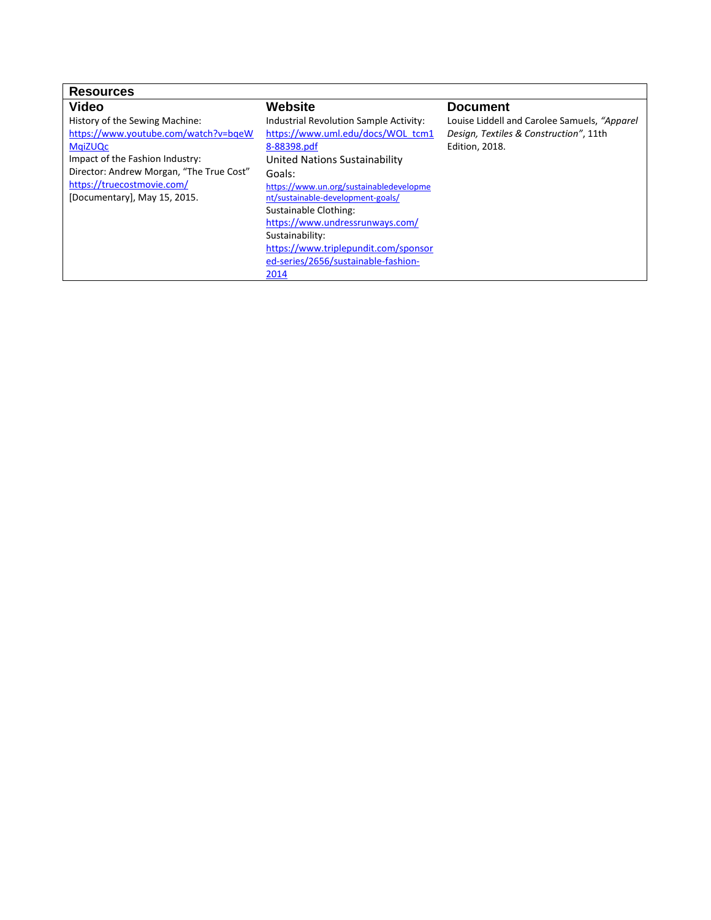| Resources | | |
|---|---|---|
| **Video** | **Website** | **Document** |
| History of the Sewing Machine: https://www.youtube.com/watch?v=bqeWMqiZUQc<br>Impact of the Fashion Industry: Director: Andrew Morgan, "The True Cost" https://truecostmovie.com/ [Documentary], May 15, 2015. | Industrial Revolution Sample Activity: https://www.uml.edu/docs/WOL_tcm18-88398.pdf<br>United Nations Sustainability Goals: https://www.un.org/sustainabledevelopment/sustainable-development-goals/<br>Sustainable Clothing: https://www.undressrunways.com/<br>Sustainability: https://www.triplepundit.com/sponsored-series/2656/sustainable-fashion-2014 | Louise Liddell and Carolee Samuels, *"Apparel Design, Textiles & Construction"*, 11th Edition, 2018. |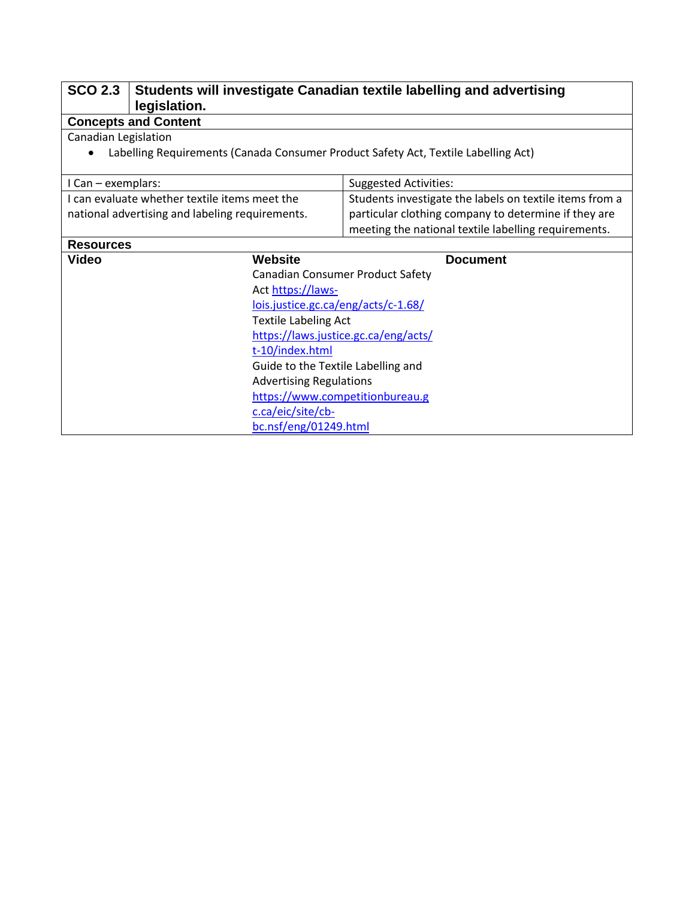| SCO 2.3 | Students will investigate Canadian textile labelling and advertising legislation. |
|---|---|

**Concepts and Content**

Canadian Legislation

- Labelling Requirements (Canada Consumer Product Safety Act, Textile Labelling Act)

| I Can – exemplars: | Suggested Activities: |
|---|---|
| I can evaluate whether textile items meet the national advertising and labeling requirements. | Students investigate the labels on textile items from a particular clothing company to determine if they are meeting the national textile labelling requirements. |

**Resources**

| Video | Website | Document |
|---|---|---|
| | Canadian Consumer Product Safety Act https://laws-lois.justice.gc.ca/eng/acts/c-1.68/ Textile Labeling Act https://laws.justice.gc.ca/eng/acts/t-10/index.html Guide to the Textile Labelling and Advertising Regulations https://www.competitionbureau.gc.ca/eic/site/cb-bc.nsf/eng/01249.html | |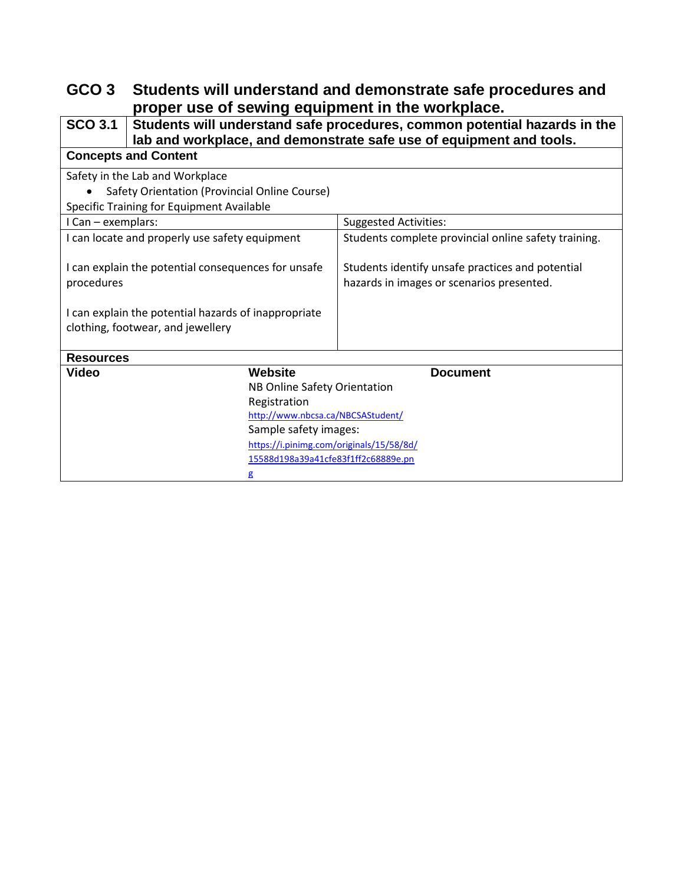## GCO 3 Students will understand and demonstrate safe procedures and proper use of sewing equipment in the workplace.

| SCO 3.1 | Students will understand safe procedures, common potential hazards in the lab and workplace, and demonstrate safe use of equipment and tools. |
|---|---|

**Concepts and Content**

Safety in the Lab and Workplace

- Safety Orientation (Provincial Online Course)

Specific Training for Equipment Available

| I Can – exemplars: | Suggested Activities: |
|---|---|
| I can locate and properly use safety equipment | Students complete provincial online safety training. |
| I can explain the potential consequences for unsafe procedures | Students identify unsafe practices and potential hazards in images or scenarios presented. |
| I can explain the potential hazards of inappropriate clothing, footwear, and jewellery | |

**Resources**

| Video | Website | Document |
|---|---|---|
| | NB Online Safety Orientation Registration<br>http://www.nbcsa.ca/NBCSAStudent/<br>Sample safety images:<br>https://i.pinimg.com/originals/15/58/8d/15588d198a39a41cfe83f1ff2c68889e.png | |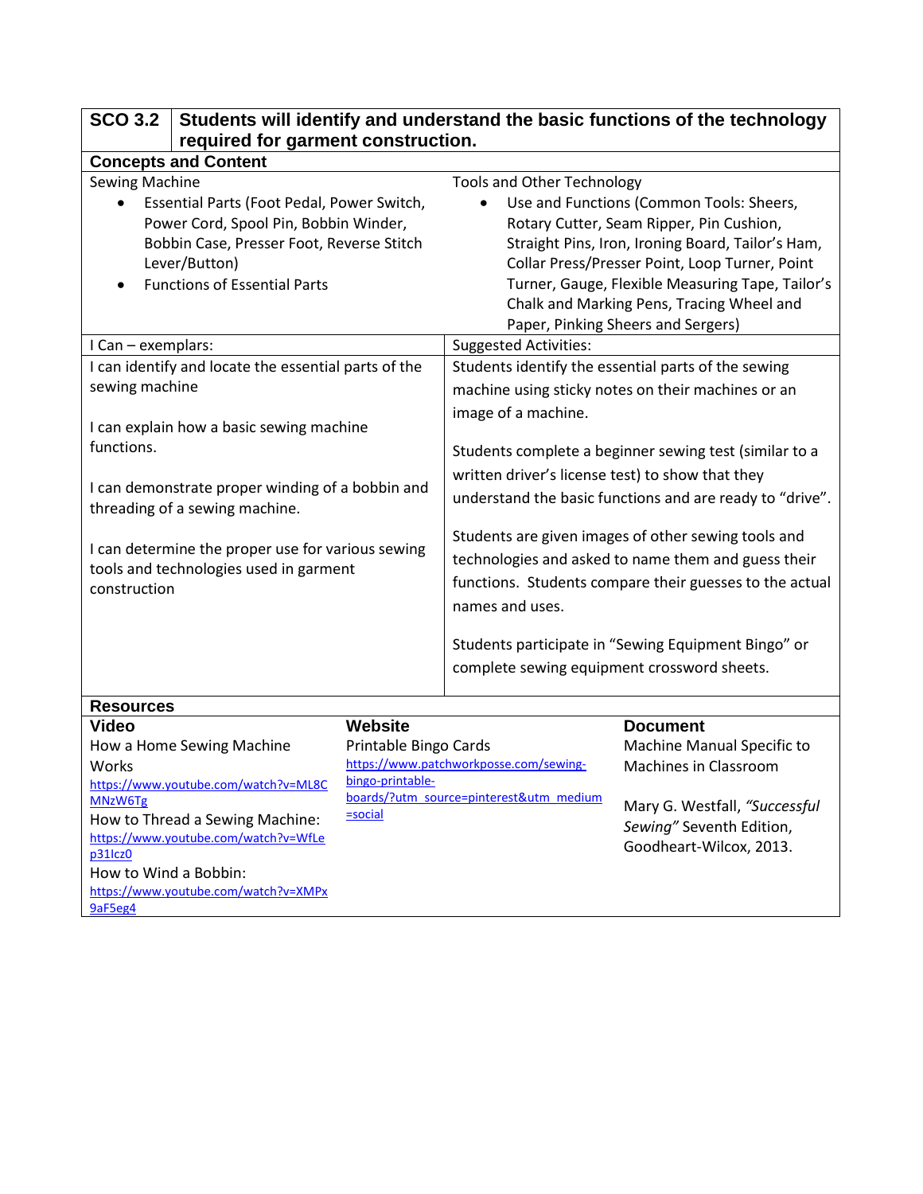## SCO 3.2 Students will identify and understand the basic functions of the technology required for garment construction.

### Concepts and Content

**Sewing Machine**

- Essential Parts (Foot Pedal, Power Switch, Power Cord, Spool Pin, Bobbin Winder, Bobbin Case, Presser Foot, Reverse Stitch Lever/Button)
- Functions of Essential Parts

**Tools and Other Technology**

- Use and Functions (Common Tools: Sheers, Rotary Cutter, Seam Ripper, Pin Cushion, Straight Pins, Iron, Ironing Board, Tailor's Ham, Collar Press/Presser Point, Loop Turner, Point Turner, Gauge, Flexible Measuring Tape, Tailor's Chalk and Marking Pens, Tracing Wheel and Paper, Pinking Sheers and Sergers)

| I Can – exemplars: | Suggested Activities: |
|---|---|
| I can identify and locate the essential parts of the sewing machine<br><br>I can explain how a basic sewing machine functions.<br><br>I can demonstrate proper winding of a bobbin and threading of a sewing machine.<br><br>I can determine the proper use for various sewing tools and technologies used in garment construction | Students identify the essential parts of the sewing machine using sticky notes on their machines or an image of a machine.<br><br>Students complete a beginner sewing test (similar to a written driver's license test) to show that they understand the basic functions and are ready to "drive".<br><br>Students are given images of other sewing tools and technologies and asked to name them and guess their functions. Students compare their guesses to the actual names and uses.<br><br>Students participate in "Sewing Equipment Bingo" or complete sewing equipment crossword sheets. |

### Resources

| Video | Website | Document |
|---|---|---|
| How a Home Sewing Machine Works<br>https://www.youtube.com/watch?v=ML8CMNzW6Tg<br>How to Thread a Sewing Machine:<br>https://www.youtube.com/watch?v=WfLep31Icz0<br>How to Wind a Bobbin:<br>https://www.youtube.com/watch?v=XMPx9aF5eg4 | Printable Bingo Cards<br>https://www.patchworkposse.com/sewing-bingo-printable-boards/?utm_source=pinterest&utm_medium=social | Machine Manual Specific to Machines in Classroom<br><br>Mary G. Westfall, *"Successful Sewing"* Seventh Edition, Goodheart-Wilcox, 2013. |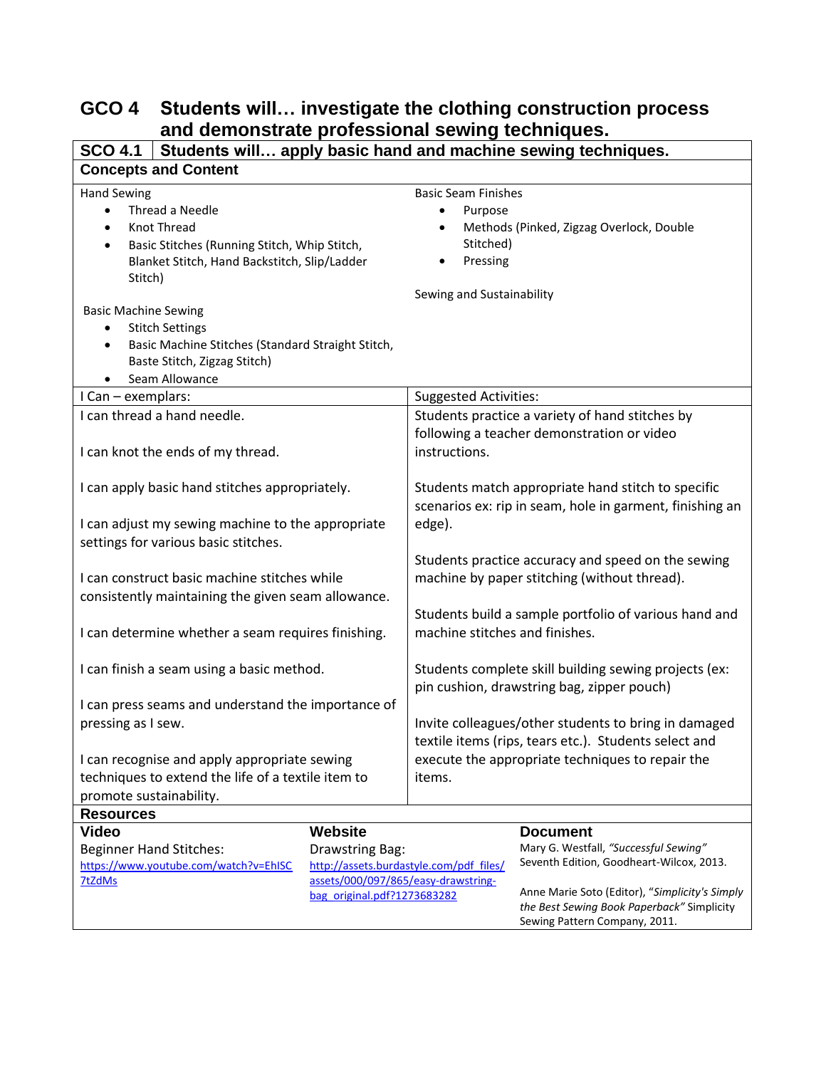## GCO 4 Students will… investigate the clothing construction process and demonstrate professional sewing techniques.

### SCO 4.1 Students will… apply basic hand and machine sewing techniques.

**Concepts and Content**

Hand Sewing

- Thread a Needle
- Knot Thread
- Basic Stitches (Running Stitch, Whip Stitch, Blanket Stitch, Hand Backstitch, Slip/Ladder Stitch)

Basic Machine Sewing

- Stitch Settings
- Basic Machine Stitches (Standard Straight Stitch, Baste Stitch, Zigzag Stitch)
- Seam Allowance

Basic Seam Finishes

- Purpose
- Methods (Pinked, Zigzag Overlock, Double Stitched)
- Pressing

Sewing and Sustainability

| I Can – exemplars: | Suggested Activities: |
|---|---|
| I can thread a hand needle.<br><br>I can knot the ends of my thread.<br><br>I can apply basic hand stitches appropriately.<br><br>I can adjust my sewing machine to the appropriate settings for various basic stitches.<br><br>I can construct basic machine stitches while consistently maintaining the given seam allowance.<br><br>I can determine whether a seam requires finishing.<br><br>I can finish a seam using a basic method.<br><br>I can press seams and understand the importance of pressing as I sew.<br><br>I can recognise and apply appropriate sewing techniques to extend the life of a textile item to promote sustainability. | Students practice a variety of hand stitches by following a teacher demonstration or video instructions.<br><br>Students match appropriate hand stitch to specific scenarios ex: rip in seam, hole in garment, finishing an edge).<br><br>Students practice accuracy and speed on the sewing machine by paper stitching (without thread).<br><br>Students build a sample portfolio of various hand and machine stitches and finishes.<br><br>Students complete skill building sewing projects (ex: pin cushion, drawstring bag, zipper pouch)<br><br>Invite colleagues/other students to bring in damaged textile items (rips, tears etc.). Students select and execute the appropriate techniques to repair the items. |

**Resources**

| Video | Website | Document |
|---|---|---|
| Beginner Hand Stitches:<br>https://www.youtube.com/watch?v=EhISC7tZdMs | Drawstring Bag:<br>http://assets.burdastyle.com/pdf_files/assets/000/097/865/easy-drawstring-bag_original.pdf?1273683282 | Mary G. Westfall, *"Successful Sewing"* Seventh Edition, Goodheart-Wilcox, 2013.<br><br>Anne Marie Soto (Editor), *"Simplicity's Simply the Best Sewing Book Paperback"* Simplicity Sewing Pattern Company, 2011. |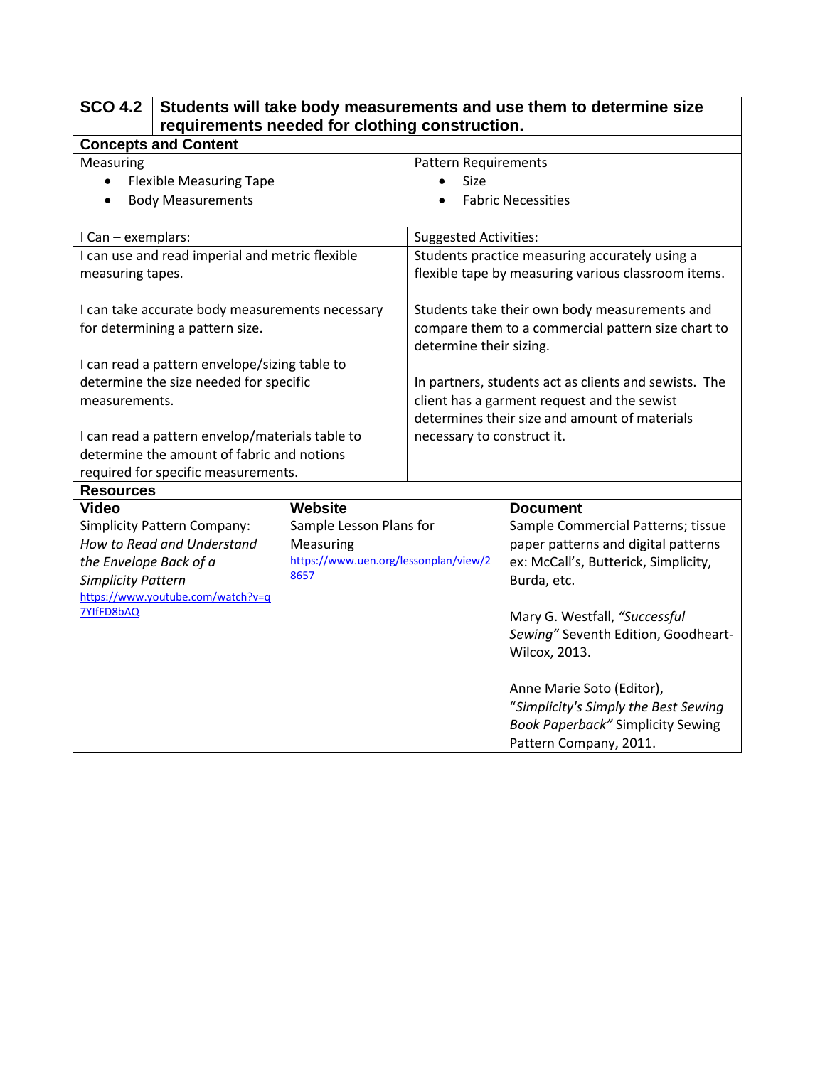| SCO 4.2 | Students will take body measurements and use them to determine size requirements needed for clothing construction. |
|---|---|

## Concepts and Content

| Measuring | Pattern Requirements |
|---|---|
| • Flexible Measuring Tape<br>• Body Measurements | • Size<br>• Fabric Necessities |

| I Can – exemplars: | Suggested Activities: |
|---|---|
| I can use and read imperial and metric flexible measuring tapes.<br><br>I can take accurate body measurements necessary for determining a pattern size.<br><br>I can read a pattern envelope/sizing table to determine the size needed for specific measurements.<br><br>I can read a pattern envelop/materials table to determine the amount of fabric and notions required for specific measurements. | Students practice measuring accurately using a flexible tape by measuring various classroom items.<br><br>Students take their own body measurements and compare them to a commercial pattern size chart to determine their sizing.<br><br>In partners, students act as clients and sewists. The client has a garment request and the sewist determines their size and amount of materials necessary to construct it. |

## Resources

| Video | Website | Document |
|---|---|---|
| Simplicity Pattern Company: *How to Read and Understand the Envelope Back of a Simplicity Pattern*<br>https://www.youtube.com/watch?v=q7YIfFD8bAQ | Sample Lesson Plans for Measuring<br>https://www.uen.org/lessonplan/view/28657 | Sample Commercial Patterns; tissue paper patterns and digital patterns ex: McCall's, Butterick, Simplicity, Burda, etc.<br><br>Mary G. Westfall, *"Successful Sewing"* Seventh Edition, Goodheart-Wilcox, 2013.<br><br>Anne Marie Soto (Editor), "*Simplicity's Simply the Best Sewing Book Paperback"* Simplicity Sewing Pattern Company, 2011. |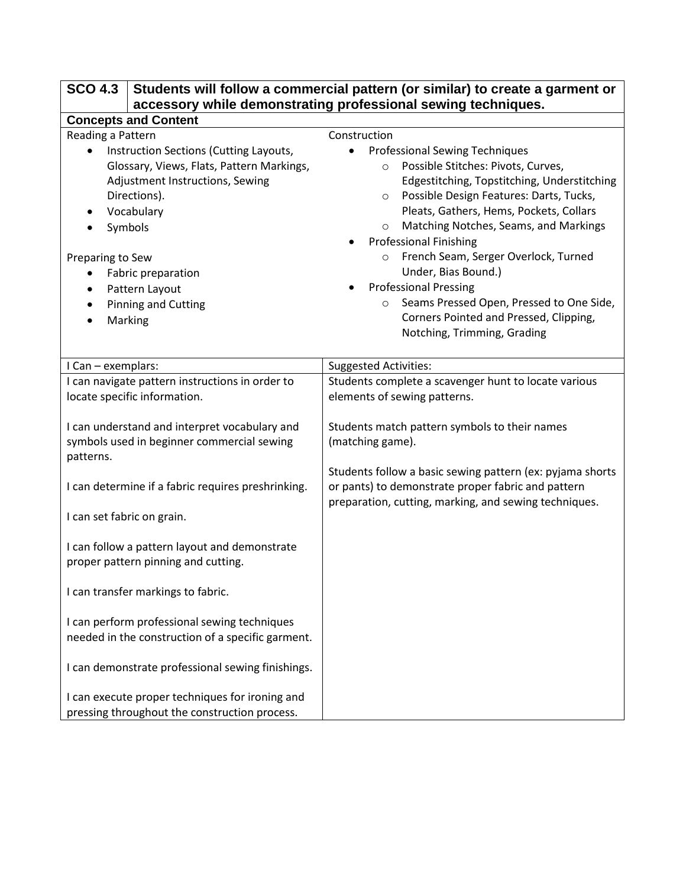| SCO 4.3 | Students will follow a commercial pattern (or similar) to create a garment or accessory while demonstrating professional sewing techniques. |
|---|---|

**Concepts and Content**

Reading a Pattern

- Instruction Sections (Cutting Layouts, Glossary, Views, Flats, Pattern Markings, Adjustment Instructions, Sewing Directions).
- Vocabulary
- Symbols

Preparing to Sew

- Fabric preparation
- Pattern Layout
- Pinning and Cutting
- Marking

Construction

- Professional Sewing Techniques
  - Possible Stitches: Pivots, Curves, Edgestitching, Topstitching, Understitching
  - Possible Design Features: Darts, Tucks, Pleats, Gathers, Hems, Pockets, Collars
  - Matching Notches, Seams, and Markings
- Professional Finishing
  - French Seam, Serger Overlock, Turned Under, Bias Bound.)
- Professional Pressing
  - Seams Pressed Open, Pressed to One Side, Corners Pointed and Pressed, Clipping, Notching, Trimming, Grading

| I Can – exemplars: | Suggested Activities: |
|---|---|
| I can navigate pattern instructions in order to locate specific information.<br><br>I can understand and interpret vocabulary and symbols used in beginner commercial sewing patterns.<br><br>I can determine if a fabric requires preshrinking.<br><br>I can set fabric on grain.<br><br>I can follow a pattern layout and demonstrate proper pattern pinning and cutting.<br><br>I can transfer markings to fabric.<br><br>I can perform professional sewing techniques needed in the construction of a specific garment.<br><br>I can demonstrate professional sewing finishings.<br><br>I can execute proper techniques for ironing and pressing throughout the construction process. | Students complete a scavenger hunt to locate various elements of sewing patterns.<br><br>Students match pattern symbols to their names (matching game).<br><br>Students follow a basic sewing pattern (ex: pyjama shorts or pants) to demonstrate proper fabric and pattern preparation, cutting, marking, and sewing techniques. |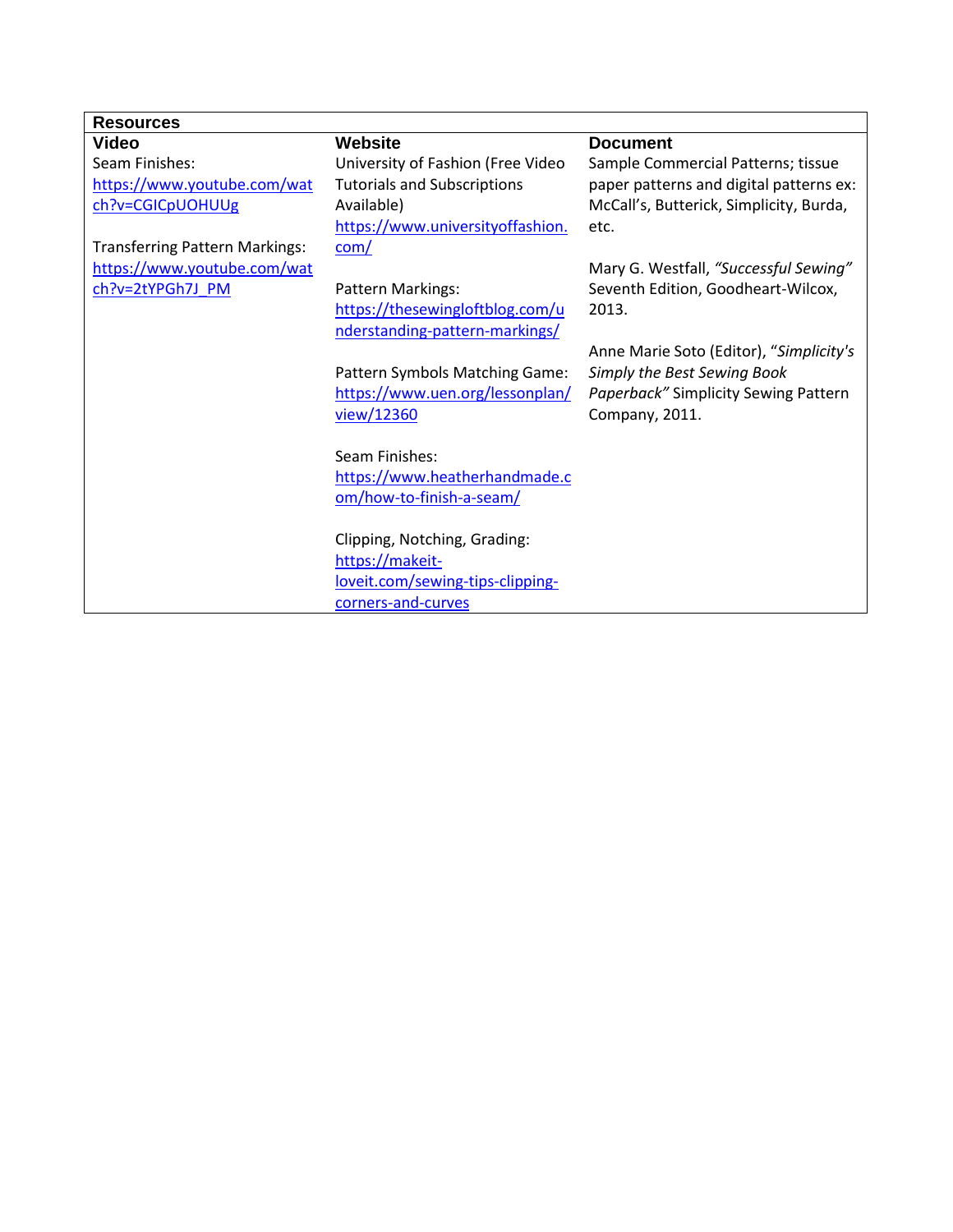| Resources | | |
|---|---|---|
| **Video** | **Website** | **Document** |
| Seam Finishes: https://www.youtube.com/watch?v=CGICpUOHUUg<br><br>Transferring Pattern Markings: https://www.youtube.com/watch?v=2tYPGh7J_PM | University of Fashion (Free Video Tutorials and Subscriptions Available) https://www.universityoffashion.com/<br><br>Pattern Markings: https://thesewingloftblog.com/understanding-pattern-markings/<br><br>Pattern Symbols Matching Game: https://www.uen.org/lessonplan/view/12360<br><br>Seam Finishes: https://www.heatherhandmade.com/how-to-finish-a-seam/<br><br>Clipping, Notching, Grading: https://makeit-loveit.com/sewing-tips-clipping-corners-and-curves | Sample Commercial Patterns; tissue paper patterns and digital patterns ex: McCall's, Butterick, Simplicity, Burda, etc.<br><br>Mary G. Westfall, *"Successful Sewing"* Seventh Edition, Goodheart-Wilcox, 2013.<br><br>Anne Marie Soto (Editor), "*Simplicity's Simply the Best Sewing Book Paperback"* Simplicity Sewing Pattern Company, 2011. |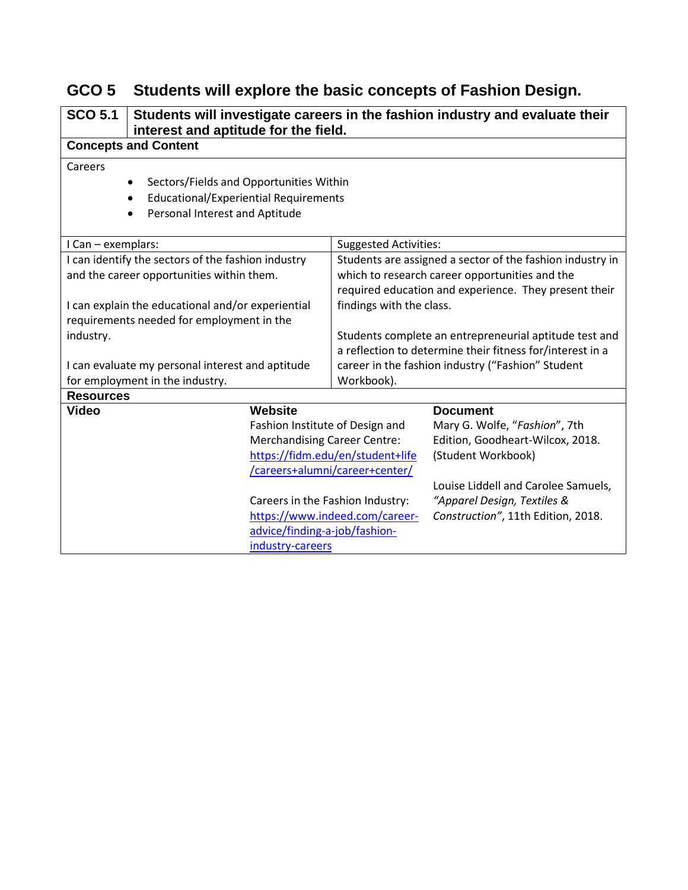## GCO 5 Students will explore the basic concepts of Fashion Design.

| SCO 5.1 | Students will investigate careers in the fashion industry and evaluate their interest and aptitude for the field. |
|---|---|

**Concepts and Content**

Careers

- Sectors/Fields and Opportunities Within
- Educational/Experiential Requirements
- Personal Interest and Aptitude

| I Can – exemplars: | Suggested Activities: |
|---|---|
| I can identify the sectors of the fashion industry and the career opportunities within them.<br><br>I can explain the educational and/or experiential requirements needed for employment in the industry.<br><br>I can evaluate my personal interest and aptitude for employment in the industry. | Students are assigned a sector of the fashion industry in which to research career opportunities and the required education and experience. They present their findings with the class.<br><br>Students complete an entrepreneurial aptitude test and a reflection to determine their fitness for/interest in a career in the fashion industry ("Fashion" Student Workbook). |

**Resources**

| Video | Website | Document |
|---|---|---|
| | Fashion Institute of Design and Merchandising Career Centre: https://fidm.edu/en/student+life/careers+alumni/career+center/<br><br>Careers in the Fashion Industry: https://www.indeed.com/career-advice/finding-a-job/fashion-industry-careers | Mary G. Wolfe, "*Fashion*", 7th Edition, Goodheart-Wilcox, 2018. (Student Workbook)<br><br>Louise Liddell and Carolee Samuels, *"Apparel Design, Textiles & Construction"*, 11th Edition, 2018. |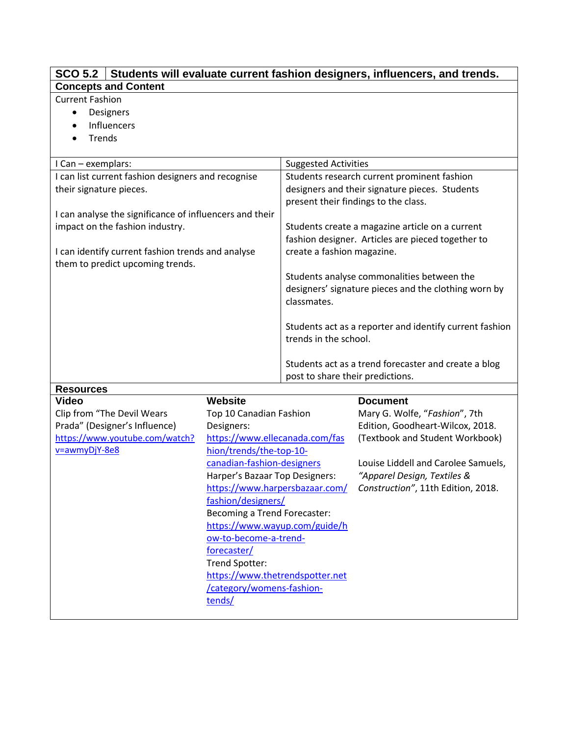## SCO 5.2 | Students will evaluate current fashion designers, influencers, and trends.

### Concepts and Content

Current Fashion

- Designers
- Influencers
- Trends

| I Can – exemplars: | Suggested Activities |
| --- | --- |
| I can list current fashion designers and recognise their signature pieces.<br><br>I can analyse the significance of influencers and their impact on the fashion industry.<br><br>I can identify current fashion trends and analyse them to predict upcoming trends. | Students research current prominent fashion designers and their signature pieces. Students present their findings to the class.<br><br>Students create a magazine article on a current fashion designer. Articles are pieced together to create a fashion magazine.<br><br>Students analyse commonalities between the designers' signature pieces and the clothing worn by classmates.<br><br>Students act as a reporter and identify current fashion trends in the school.<br><br>Students act as a trend forecaster and create a blog post to share their predictions. |

### Resources

| Video | Website | Document |
| --- | --- | --- |
| Clip from "The Devil Wears Prada" (Designer's Influence)<br>https://www.youtube.com/watch?v=awmyDjY-8e8 | Top 10 Canadian Fashion Designers:<br>https://www.ellecanada.com/fashion/trends/the-top-10-canadian-fashion-designers<br>Harper's Bazaar Top Designers:<br>https://www.harpersbazaar.com/fashion/designers/<br>Becoming a Trend Forecaster:<br>https://www.wayup.com/guide/how-to-become-a-trend-forecaster/<br>Trend Spotter:<br>https://www.thetrendspotter.net/category/womens-fashion-tends/ | Mary G. Wolfe, "*Fashion*", 7th Edition, Goodheart-Wilcox, 2018. (Textbook and Student Workbook)<br><br>Louise Liddell and Carolee Samuels, *"Apparel Design, Textiles & Construction"*, 11th Edition, 2018. |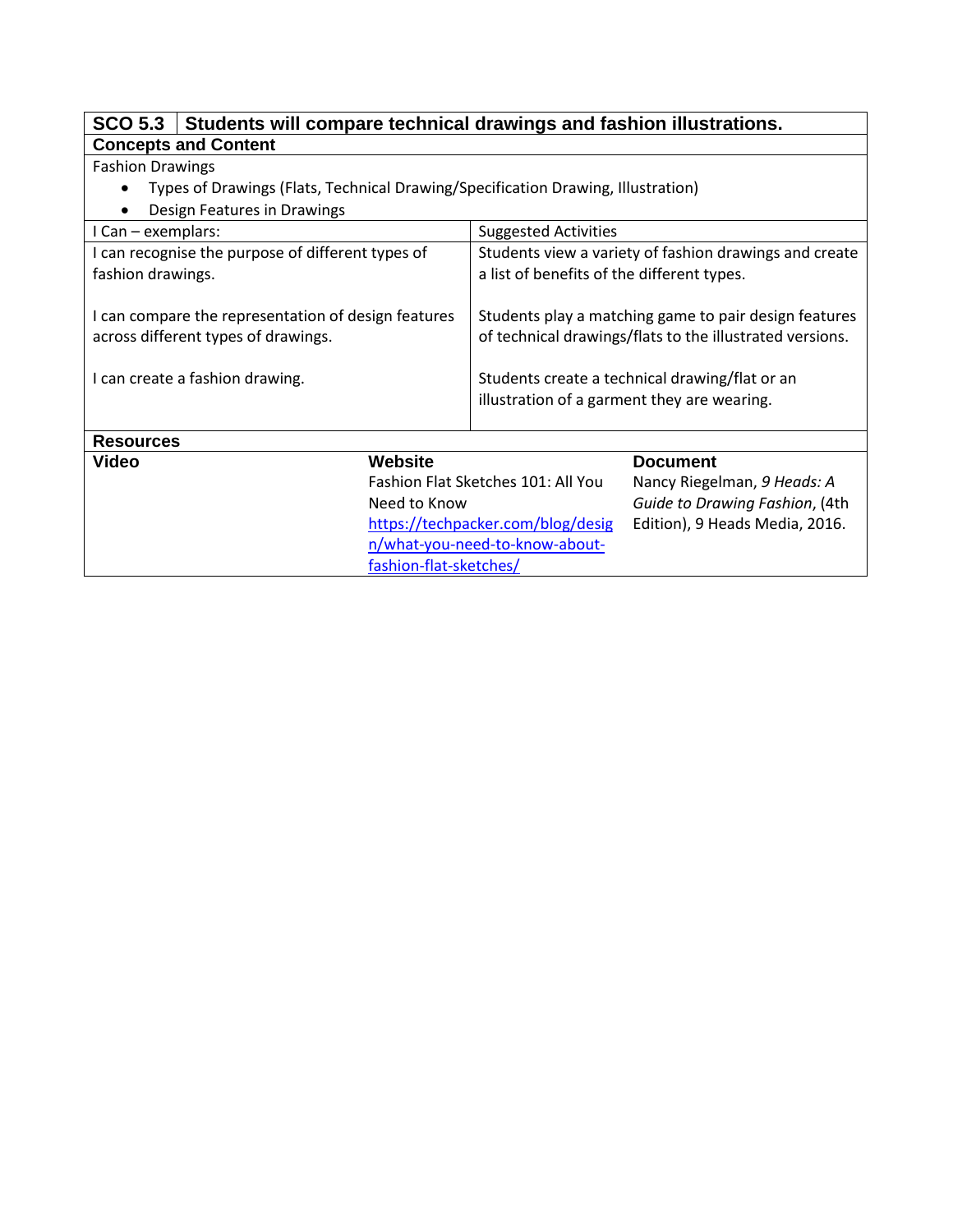| SCO 5.3 | Students will compare technical drawings and fashion illustrations. |
|---|---|

**Concepts and Content**

Fashion Drawings

- Types of Drawings (Flats, Technical Drawing/Specification Drawing, Illustration)
- Design Features in Drawings

| I Can – exemplars: | Suggested Activities |
|---|---|
| I can recognise the purpose of different types of fashion drawings. | Students view a variety of fashion drawings and create a list of benefits of the different types. |
| I can compare the representation of design features across different types of drawings. | Students play a matching game to pair design features of technical drawings/flats to the illustrated versions. |
| I can create a fashion drawing. | Students create a technical drawing/flat or an illustration of a garment they are wearing. |

**Resources**

| Video | Website | Document |
|---|---|---|
| | Fashion Flat Sketches 101: All You Need to Know https://techpacker.com/blog/design/what-you-need-to-know-about-fashion-flat-sketches/ | Nancy Riegelman, *9 Heads: A Guide to Drawing Fashion*, (4th Edition), 9 Heads Media, 2016. |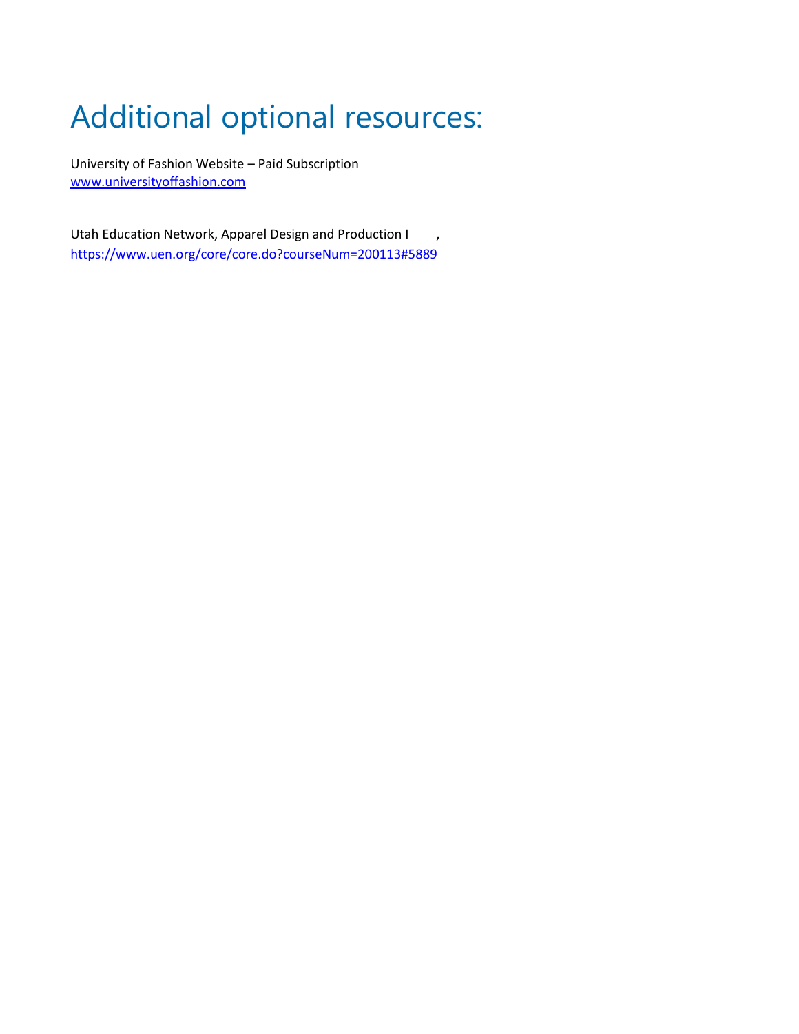# Additional optional resources:

University of Fashion Website – Paid Subscription
[www.universityoffashion.com](http://www.universityoffashion.com)

Utah Education Network, Apparel Design and Production I ,
[https://www.uen.org/core/core.do?courseNum=200113#5889](https://www.uen.org/core/core.do?courseNum=200113#5889)